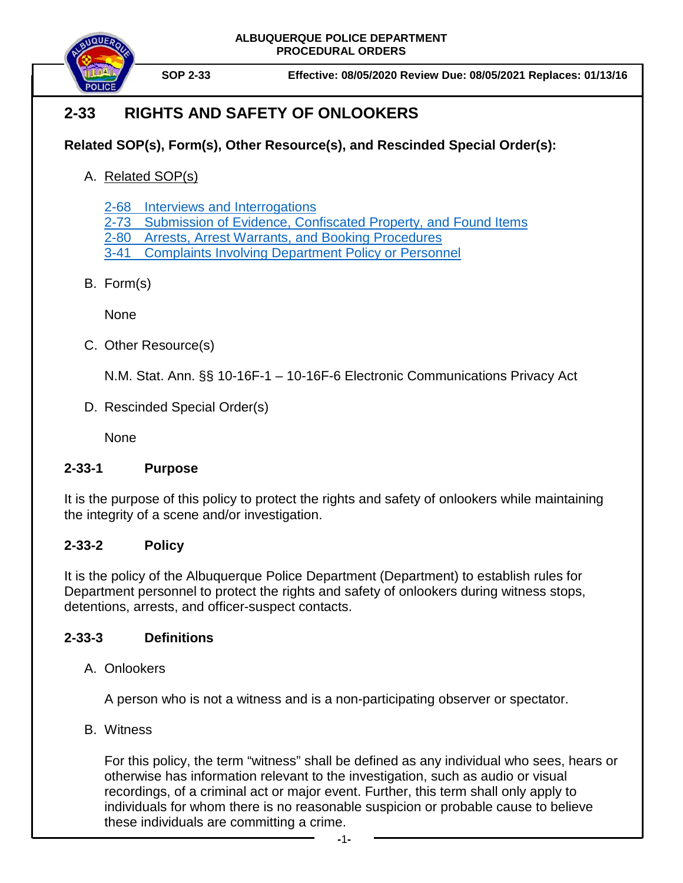**ALBUQUERQUE POLICE DEPARTMENT**
**PROCEDURAL ORDERS**

**SOP 2-33** **Effective: 08/05/2020 Review Due: 08/05/2021 Replaces: 01/13/16**

# 2-33 RIGHTS AND SAFETY OF ONLOOKERS

**Related SOP(s), Form(s), Other Resource(s), and Rescinded Special Order(s):**

A. Related SOP(s)

2-68 Interviews and Interrogations
2-73 Submission of Evidence, Confiscated Property, and Found Items
2-80 Arrests, Arrest Warrants, and Booking Procedures
3-41 Complaints Involving Department Policy or Personnel

B. Form(s)

None

C. Other Resource(s)

N.M. Stat. Ann. §§ 10-16F-1 – 10-16F-6 Electronic Communications Privacy Act

D. Rescinded Special Order(s)

None

## 2-33-1 Purpose

It is the purpose of this policy to protect the rights and safety of onlookers while maintaining the integrity of a scene and/or investigation.

## 2-33-2 Policy

It is the policy of the Albuquerque Police Department (Department) to establish rules for Department personnel to protect the rights and safety of onlookers during witness stops, detentions, arrests, and officer-suspect contacts.

## 2-33-3 Definitions

A. Onlookers

A person who is not a witness and is a non-participating observer or spectator.

B. Witness

For this policy, the term "witness" shall be defined as any individual who sees, hears or otherwise has information relevant to the investigation, such as audio or visual recordings, of a criminal act or major event. Further, this term shall only apply to individuals for whom there is no reasonable suspicion or probable cause to believe these individuals are committing a crime.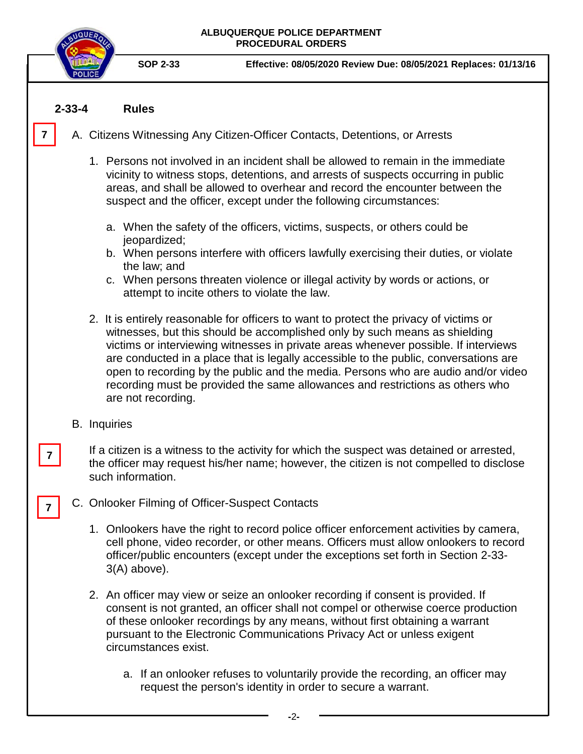## 2-33-4 Rules

7

A. Citizens Witnessing Any Citizen-Officer Contacts, Detentions, or Arrests

1. Persons not involved in an incident shall be allowed to remain in the immediate vicinity to witness stops, detentions, and arrests of suspects occurring in public areas, and shall be allowed to overhear and record the encounter between the suspect and the officer, except under the following circumstances:

   a. When the safety of the officers, victims, suspects, or others could be jeopardized;
   b. When persons interfere with officers lawfully exercising their duties, or violate the law; and
   c. When persons threaten violence or illegal activity by words or actions, or attempt to incite others to violate the law.

2. It is entirely reasonable for officers to want to protect the privacy of victims or witnesses, but this should be accomplished only by such means as shielding victims or interviewing witnesses in private areas whenever possible. If interviews are conducted in a place that is legally accessible to the public, conversations are open to recording by the public and the media. Persons who are audio and/or video recording must be provided the same allowances and restrictions as others who are not recording.

B. Inquiries

7

If a citizen is a witness to the activity for which the suspect was detained or arrested, the officer may request his/her name; however, the citizen is not compelled to disclose such information.

7

C. Onlooker Filming of Officer-Suspect Contacts

1. Onlookers have the right to record police officer enforcement activities by camera, cell phone, video recorder, or other means. Officers must allow onlookers to record officer/public encounters (except under the exceptions set forth in Section 2-33-3(A) above).

2. An officer may view or seize an onlooker recording if consent is provided. If consent is not granted, an officer shall not compel or otherwise coerce production of these onlooker recordings by any means, without first obtaining a warrant pursuant to the Electronic Communications Privacy Act or unless exigent circumstances exist.

   a. If an onlooker refuses to voluntarily provide the recording, an officer may request the person's identity in order to secure a warrant.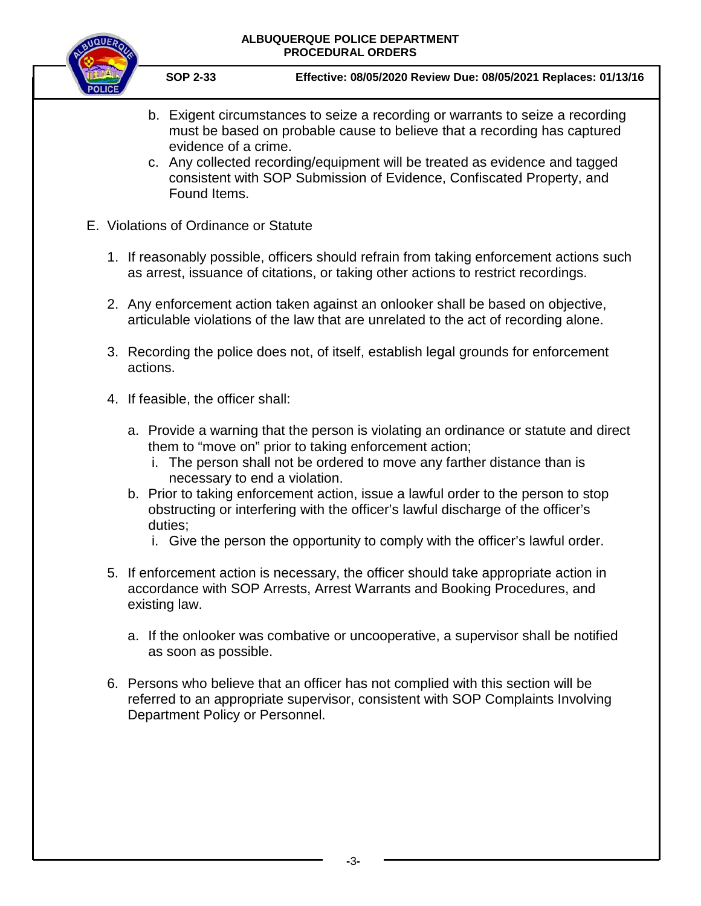b. Exigent circumstances to seize a recording or warrants to seize a recording must be based on probable cause to believe that a recording has captured evidence of a crime.

c. Any collected recording/equipment will be treated as evidence and tagged consistent with SOP Submission of Evidence, Confiscated Property, and Found Items.

E. Violations of Ordinance or Statute

1. If reasonably possible, officers should refrain from taking enforcement actions such as arrest, issuance of citations, or taking other actions to restrict recordings.

2. Any enforcement action taken against an onlooker shall be based on objective, articulable violations of the law that are unrelated to the act of recording alone.

3. Recording the police does not, of itself, establish legal grounds for enforcement actions.

4. If feasible, the officer shall:

   a. Provide a warning that the person is violating an ordinance or statute and direct them to "move on" prior to taking enforcement action;
      i. The person shall not be ordered to move any farther distance than is necessary to end a violation.

   b. Prior to taking enforcement action, issue a lawful order to the person to stop obstructing or interfering with the officer's lawful discharge of the officer's duties;
      i. Give the person the opportunity to comply with the officer's lawful order.

5. If enforcement action is necessary, the officer should take appropriate action in accordance with SOP Arrests, Arrest Warrants and Booking Procedures, and existing law.

   a. If the onlooker was combative or uncooperative, a supervisor shall be notified as soon as possible.

6. Persons who believe that an officer has not complied with this section will be referred to an appropriate supervisor, consistent with SOP Complaints Involving Department Policy or Personnel.